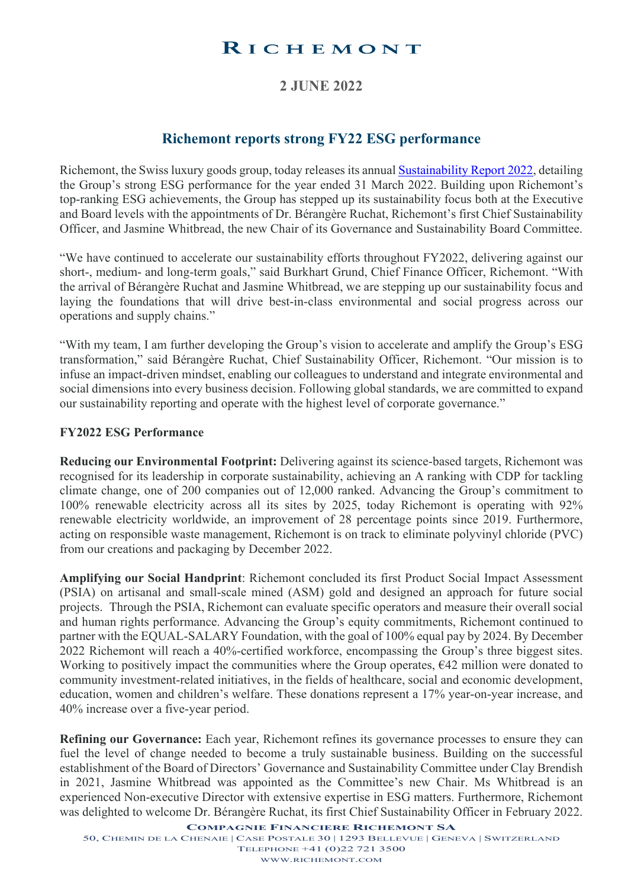# RICHEMONT

**2 JUNE 2022**

## Richemont reports strong FY22 ESG performance

Richemont, the Swiss luxury goods group, today releases its annual Sustainability Report 2022, detailing the Group's strong ESG performance for the year ended 31 March 2022. Building upon Richemont's top-ranking ESG achievements, the Group has stepped up its sustainability focus both at the Executive and Board levels with the appointments of Dr. Bérangère Ruchat, Richemont's first Chief Sustainability Officer, and Jasmine Whitbread, the new Chair of its Governance and Sustainability Board Committee.

"We have continued to accelerate our sustainability efforts throughout FY2022, delivering against our short-, medium- and long-term goals," said Burkhart Grund, Chief Finance Officer, Richemont. "With the arrival of Bérangère Ruchat and Jasmine Whitbread, we are stepping up our sustainability focus and laying the foundations that will drive best-in-class environmental and social progress across our operations and supply chains."

"With my team, I am further developing the Group's vision to accelerate and amplify the Group's ESG transformation," said Bérangère Ruchat, Chief Sustainability Officer, Richemont. "Our mission is to infuse an impact-driven mindset, enabling our colleagues to understand and integrate environmental and social dimensions into every business decision. Following global standards, we are committed to expand our sustainability reporting and operate with the highest level of corporate governance."

### FY2022 ESG Performance

**Reducing our Environmental Footprint:** Delivering against its science-based targets, Richemont was recognised for its leadership in corporate sustainability, achieving an A ranking with CDP for tackling climate change, one of 200 companies out of 12,000 ranked. Advancing the Group's commitment to 100% renewable electricity across all its sites by 2025, today Richemont is operating with 92% renewable electricity worldwide, an improvement of 28 percentage points since 2019. Furthermore, acting on responsible waste management, Richemont is on track to eliminate polyvinyl chloride (PVC) from our creations and packaging by December 2022.

**Amplifying our Social Handprint**: Richemont concluded its first Product Social Impact Assessment (PSIA) on artisanal and small-scale mined (ASM) gold and designed an approach for future social projects. Through the PSIA, Richemont can evaluate specific operators and measure their overall social and human rights performance. Advancing the Group's equity commitments, Richemont continued to partner with the EQUAL-SALARY Foundation, with the goal of 100% equal pay by 2024. By December 2022 Richemont will reach a 40%-certified workforce, encompassing the Group's three biggest sites. Working to positively impact the communities where the Group operates, €42 million were donated to community investment-related initiatives, in the fields of healthcare, social and economic development, education, women and children's welfare. These donations represent a 17% year-on-year increase, and 40% increase over a five-year period.

**Refining our Governance:** Each year, Richemont refines its governance processes to ensure they can fuel the level of change needed to become a truly sustainable business. Building on the successful establishment of the Board of Directors' Governance and Sustainability Committee under Clay Brendish in 2021, Jasmine Whitbread was appointed as the Committee's new Chair. Ms Whitbread is an experienced Non-executive Director with extensive expertise in ESG matters. Furthermore, Richemont was delighted to welcome Dr. Bérangère Ruchat, its first Chief Sustainability Officer in February 2022.

COMPAGNIE FINANCIERE RICHEMONT SA
50, CHEMIN DE LA CHENAIE | CASE POSTALE 30 | 1293 BELLEVUE | GENEVA | SWITZERLAND
TELEPHONE +41 (0)22 721 3500
WWW.RICHEMONT.COM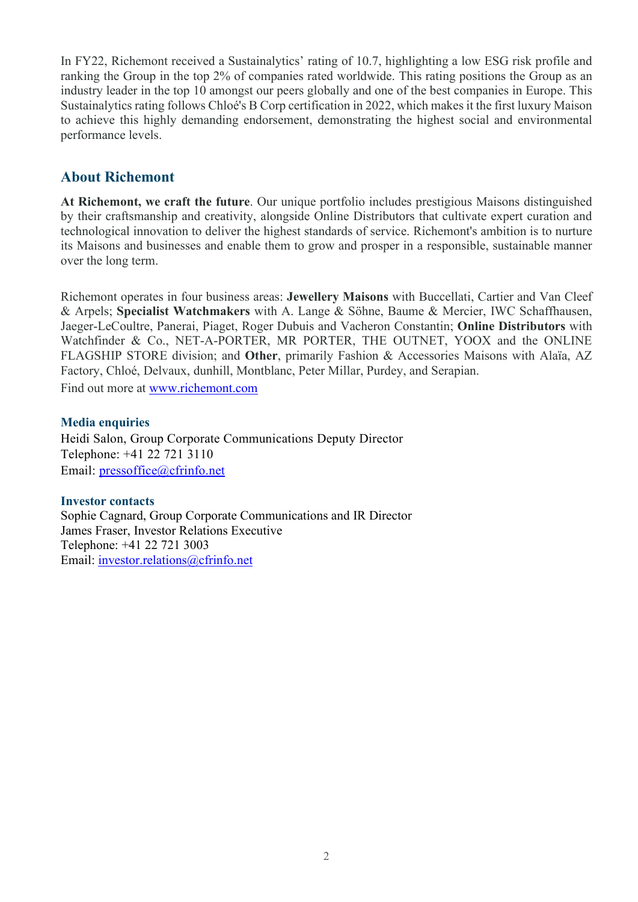In FY22, Richemont received a Sustainalytics' rating of 10.7, highlighting a low ESG risk profile and ranking the Group in the top 2% of companies rated worldwide. This rating positions the Group as an industry leader in the top 10 amongst our peers globally and one of the best companies in Europe. This Sustainalytics rating follows Chloé's B Corp certification in 2022, which makes it the first luxury Maison to achieve this highly demanding endorsement, demonstrating the highest social and environmental performance levels.

## About Richemont

**At Richemont, we craft the future**. Our unique portfolio includes prestigious Maisons distinguished by their craftsmanship and creativity, alongside Online Distributors that cultivate expert curation and technological innovation to deliver the highest standards of service. Richemont's ambition is to nurture its Maisons and businesses and enable them to grow and prosper in a responsible, sustainable manner over the long term.

Richemont operates in four business areas: **Jewellery Maisons** with Buccellati, Cartier and Van Cleef & Arpels; **Specialist Watchmakers** with A. Lange & Söhne, Baume & Mercier, IWC Schaffhausen, Jaeger-LeCoultre, Panerai, Piaget, Roger Dubuis and Vacheron Constantin; **Online Distributors** with Watchfinder & Co., NET-A-PORTER, MR PORTER, THE OUTNET, YOOX and the ONLINE FLAGSHIP STORE division; and **Other**, primarily Fashion & Accessories Maisons with Alaïa, AZ Factory, Chloé, Delvaux, dunhill, Montblanc, Peter Millar, Purdey, and Serapian.

Find out more at www.richemont.com

### Media enquiries

Heidi Salon, Group Corporate Communications Deputy Director
Telephone: +41 22 721 3110
Email: pressoffice@cfrinfo.net

### Investor contacts

Sophie Cagnard, Group Corporate Communications and IR Director
James Fraser, Investor Relations Executive
Telephone: +41 22 721 3003
Email: investor.relations@cfrinfo.net